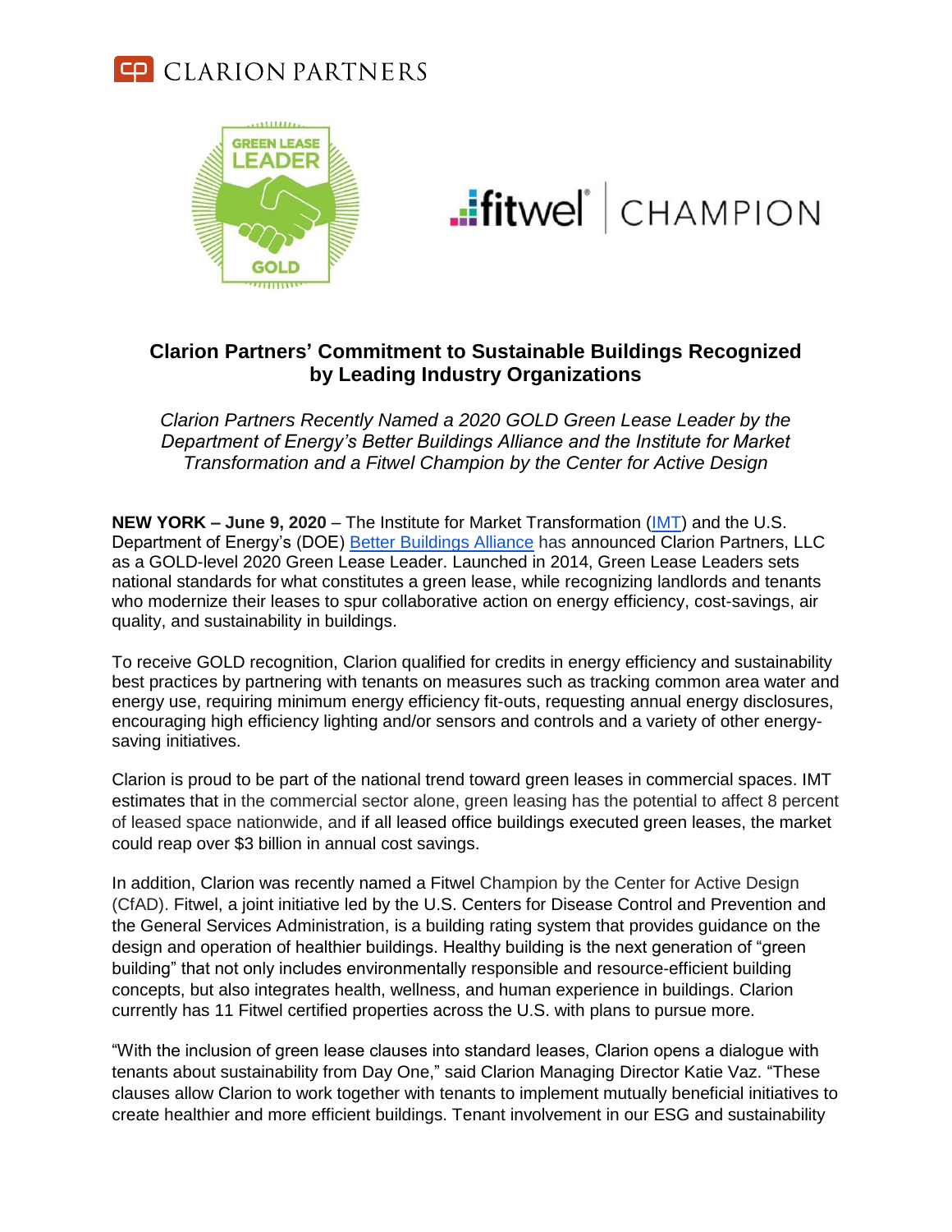# Clarion Partners' Commitment to Sustainable Buildings Recognized by Leading Industry Organizations

*Clarion Partners Recently Named a 2020 GOLD Green Lease Leader by the Department of Energy's Better Buildings Alliance and the Institute for Market Transformation and a Fitwel Champion by the Center for Active Design*

**NEW YORK – June 9, 2020** – The Institute for Market Transformation (IMT) and the U.S. Department of Energy's (DOE) Better Buildings Alliance has announced Clarion Partners, LLC as a GOLD-level 2020 Green Lease Leader. Launched in 2014, Green Lease Leaders sets national standards for what constitutes a green lease, while recognizing landlords and tenants who modernize their leases to spur collaborative action on energy efficiency, cost-savings, air quality, and sustainability in buildings.

To receive GOLD recognition, Clarion qualified for credits in energy efficiency and sustainability best practices by partnering with tenants on measures such as tracking common area water and energy use, requiring minimum energy efficiency fit-outs, requesting annual energy disclosures, encouraging high efficiency lighting and/or sensors and controls and a variety of other energy-saving initiatives.

Clarion is proud to be part of the national trend toward green leases in commercial spaces. IMT estimates that in the commercial sector alone, green leasing has the potential to affect 8 percent of leased space nationwide, and if all leased office buildings executed green leases, the market could reap over $3 billion in annual cost savings.

In addition, Clarion was recently named a Fitwel Champion by the Center for Active Design (CfAD). Fitwel, a joint initiative led by the U.S. Centers for Disease Control and Prevention and the General Services Administration, is a building rating system that provides guidance on the design and operation of healthier buildings. Healthy building is the next generation of "green building" that not only includes environmentally responsible and resource-efficient building concepts, but also integrates health, wellness, and human experience in buildings. Clarion currently has 11 Fitwel certified properties across the U.S. with plans to pursue more.

"With the inclusion of green lease clauses into standard leases, Clarion opens a dialogue with tenants about sustainability from Day One," said Clarion Managing Director Katie Vaz. "These clauses allow Clarion to work together with tenants to implement mutually beneficial initiatives to create healthier and more efficient buildings. Tenant involvement in our ESG and sustainability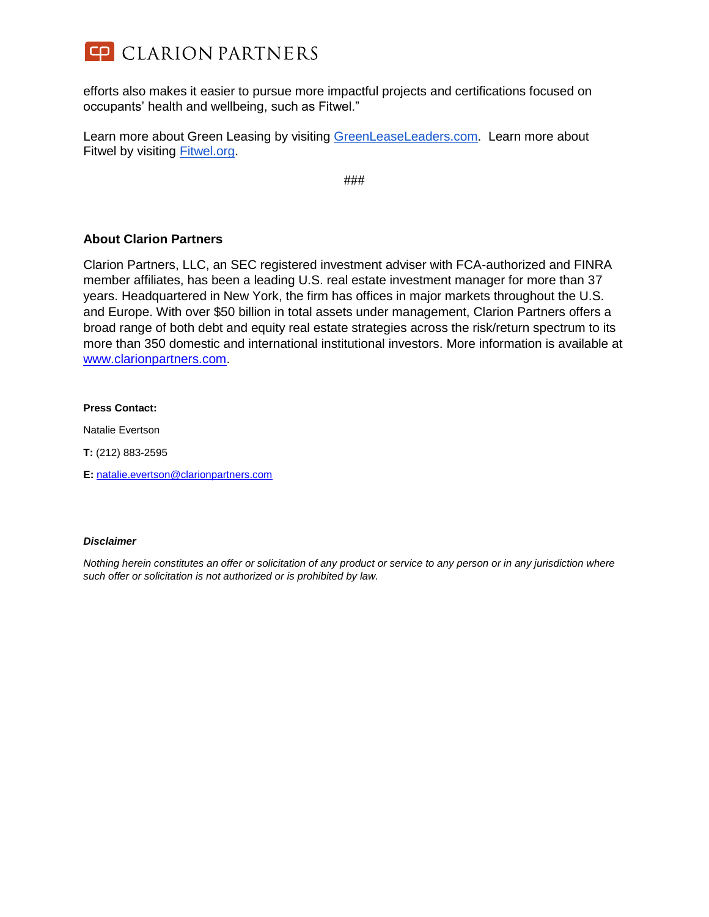efforts also makes it easier to pursue more impactful projects and certifications focused on occupants' health and wellbeing, such as Fitwel."

Learn more about Green Leasing by visiting GreenLeaseLeaders.com. Learn more about Fitwel by visiting Fitwel.org.

###

## About Clarion Partners

Clarion Partners, LLC, an SEC registered investment adviser with FCA-authorized and FINRA member affiliates, has been a leading U.S. real estate investment manager for more than 37 years. Headquartered in New York, the firm has offices in major markets throughout the U.S. and Europe. With over $50 billion in total assets under management, Clarion Partners offers a broad range of both debt and equity real estate strategies across the risk/return spectrum to its more than 350 domestic and international institutional investors. More information is available at www.clarionpartners.com.

**Press Contact:**

Natalie Evertson

**T:** (212) 883-2595

**E:** natalie.evertson@clarionpartners.com

***Disclaimer***

*Nothing herein constitutes an offer or solicitation of any product or service to any person or in any jurisdiction where such offer or solicitation is not authorized or is prohibited by law.*